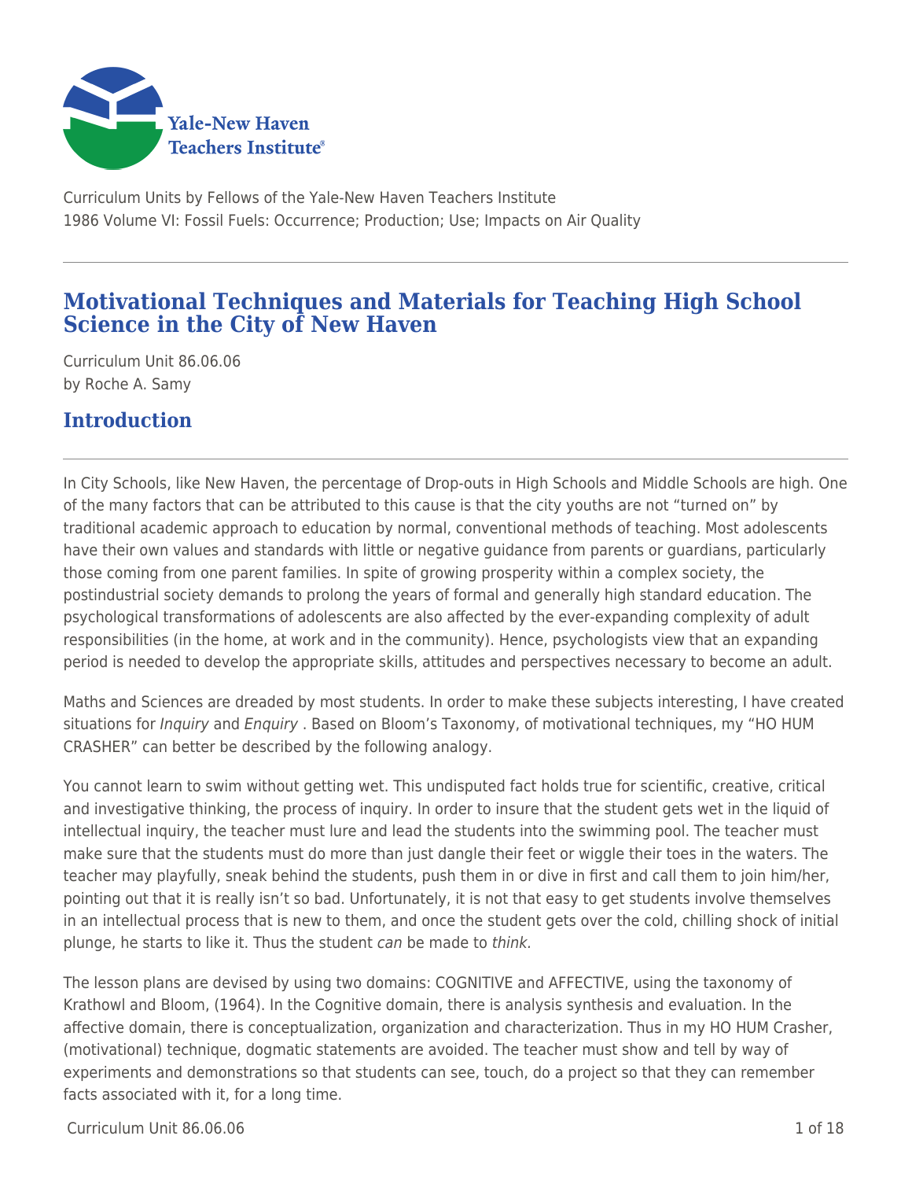Curriculum Units by Fellows of the Yale-New Haven Teachers Institute
1986 Volume VI: Fossil Fuels: Occurrence; Production; Use; Impacts on Air Quality

# Motivational Techniques and Materials for Teaching High School Science in the City of New Haven

Curriculum Unit 86.06.06
by Roche A. Samy

## Introduction

In City Schools, like New Haven, the percentage of Drop-outs in High Schools and Middle Schools are high. One of the many factors that can be attributed to this cause is that the city youths are not "turned on" by traditional academic approach to education by normal, conventional methods of teaching. Most adolescents have their own values and standards with little or negative guidance from parents or guardians, particularly those coming from one parent families. In spite of growing prosperity within a complex society, the postindustrial society demands to prolong the years of formal and generally high standard education. The psychological transformations of adolescents are also affected by the ever-expanding complexity of adult responsibilities (in the home, at work and in the community). Hence, psychologists view that an expanding period is needed to develop the appropriate skills, attitudes and perspectives necessary to become an adult.

Maths and Sciences are dreaded by most students. In order to make these subjects interesting, I have created situations for *Inquiry* and *Enquiry* . Based on Bloom's Taxonomy, of motivational techniques, my "HO HUM CRASHER" can better be described by the following analogy.

You cannot learn to swim without getting wet. This undisputed fact holds true for scientific, creative, critical and investigative thinking, the process of inquiry. In order to insure that the student gets wet in the liquid of intellectual inquiry, the teacher must lure and lead the students into the swimming pool. The teacher must make sure that the students must do more than just dangle their feet or wiggle their toes in the waters. The teacher may playfully, sneak behind the students, push them in or dive in first and call them to join him/her, pointing out that it is really isn't so bad. Unfortunately, it is not that easy to get students involve themselves in an intellectual process that is new to them, and once the student gets over the cold, chilling shock of initial plunge, he starts to like it. Thus the student *can* be made to *think*.

The lesson plans are devised by using two domains: COGNITIVE and AFFECTIVE, using the taxonomy of Krathowl and Bloom, (1964). In the Cognitive domain, there is analysis synthesis and evaluation. In the affective domain, there is conceptualization, organization and characterization. Thus in my HO HUM Crasher, (motivational) technique, dogmatic statements are avoided. The teacher must show and tell by way of experiments and demonstrations so that students can see, touch, do a project so that they can remember facts associated with it, for a long time.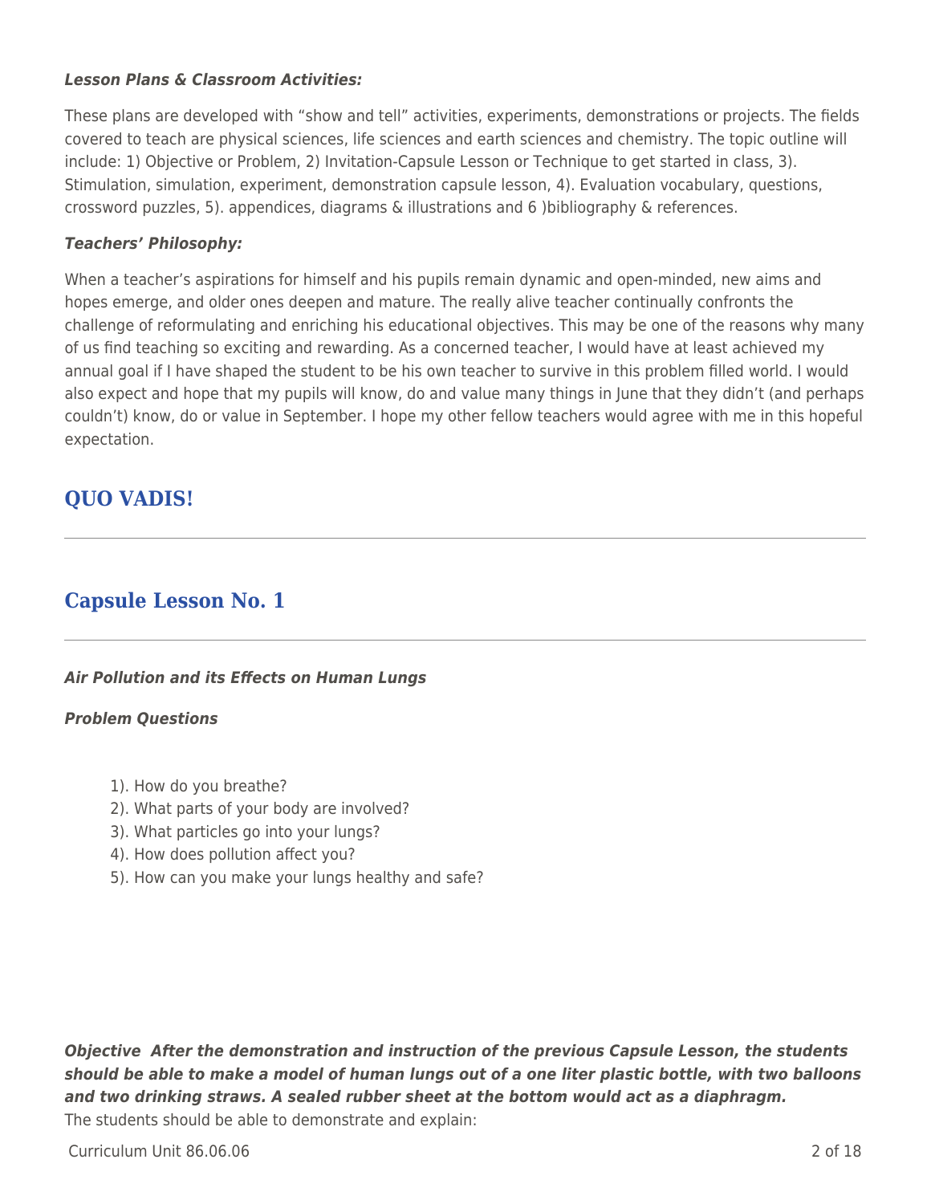***Lesson Plans & Classroom Activities:***

These plans are developed with "show and tell" activities, experiments, demonstrations or projects. The fields covered to teach are physical sciences, life sciences and earth sciences and chemistry. The topic outline will include: 1) Objective or Problem, 2) Invitation-Capsule Lesson or Technique to get started in class, 3). Stimulation, simulation, experiment, demonstration capsule lesson, 4). Evaluation vocabulary, questions, crossword puzzles, 5). appendices, diagrams & illustrations and 6 )bibliography & references.

***Teachers' Philosophy:***

When a teacher's aspirations for himself and his pupils remain dynamic and open-minded, new aims and hopes emerge, and older ones deepen and mature. The really alive teacher continually confronts the challenge of reformulating and enriching his educational objectives. This may be one of the reasons why many of us find teaching so exciting and rewarding. As a concerned teacher, I would have at least achieved my annual goal if I have shaped the student to be his own teacher to survive in this problem filled world. I would also expect and hope that my pupils will know, do and value many things in June that they didn't (and perhaps couldn't) know, do or value in September. I hope my other fellow teachers would agree with me in this hopeful expectation.

## QUO VADIS!

---

## Capsule Lesson No. 1

---

***Air Pollution and its Effects on Human Lungs***

***Problem Questions***

1). How do you breathe?
2). What parts of your body are involved?
3). What particles go into your lungs?
4). How does pollution affect you?
5). How can you make your lungs healthy and safe?

***Objective After the demonstration and instruction of the previous Capsule Lesson, the students should be able to make a model of human lungs out of a one liter plastic bottle, with two balloons and two drinking straws. A sealed rubber sheet at the bottom would act as a diaphragm.***
The students should be able to demonstrate and explain: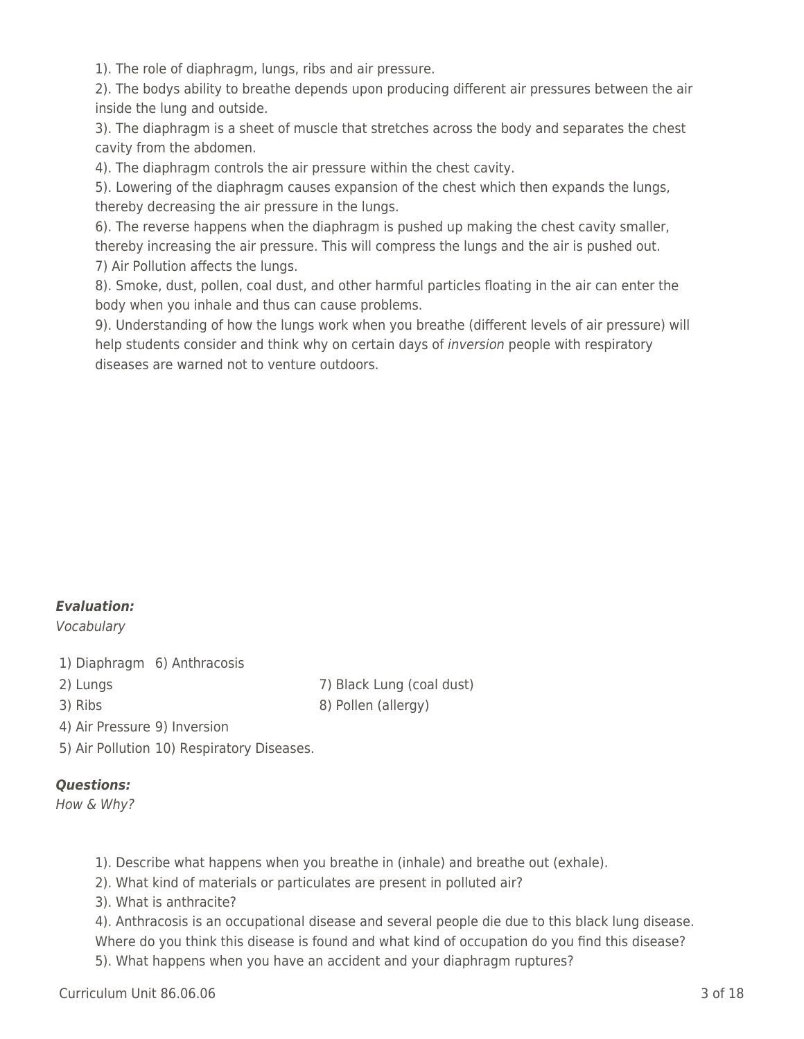1). The role of diaphragm, lungs, ribs and air pressure.
2). The bodys ability to breathe depends upon producing different air pressures between the air inside the lung and outside.
3). The diaphragm is a sheet of muscle that stretches across the body and separates the chest cavity from the abdomen.
4). The diaphragm controls the air pressure within the chest cavity.
5). Lowering of the diaphragm causes expansion of the chest which then expands the lungs, thereby decreasing the air pressure in the lungs.
6). The reverse happens when the diaphragm is pushed up making the chest cavity smaller, thereby increasing the air pressure. This will compress the lungs and the air is pushed out.
7) Air Pollution affects the lungs.
8). Smoke, dust, pollen, coal dust, and other harmful particles floating in the air can enter the body when you inhale and thus can cause problems.
9). Understanding of how the lungs work when you breathe (different levels of air pressure) will help students consider and think why on certain days of *inversion* people with respiratory diseases are warned not to venture outdoors.

***Evaluation:***
*Vocabulary*

1) Diaphragm
2) Lungs
3) Ribs
4) Air Pressure
5) Air Pollution
6) Anthracosis
7) Black Lung (coal dust)
8) Pollen (allergy)
9) Inversion
10) Respiratory Diseases.

***Questions:***
*How & Why?*

1). Describe what happens when you breathe in (inhale) and breathe out (exhale).
2). What kind of materials or particulates are present in polluted air?
3). What is anthracite?
4). Anthracosis is an occupational disease and several people die due to this black lung disease. Where do you think this disease is found and what kind of occupation do you find this disease?
5). What happens when you have an accident and your diaphragm ruptures?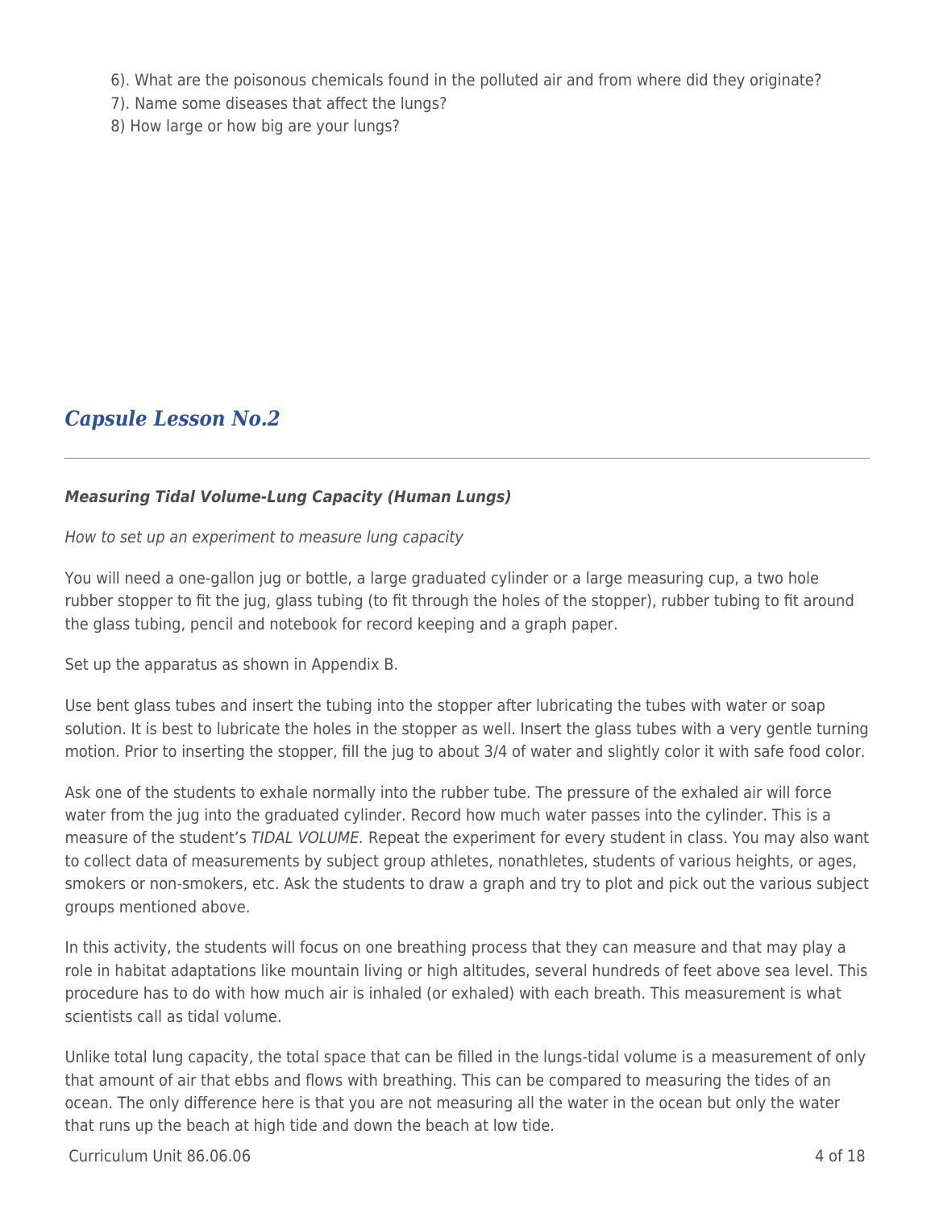6). What are the poisonous chemicals found in the polluted air and from where did they originate?

7). Name some diseases that affect the lungs?

8) How large or how big are your lungs?

## *Capsule Lesson No.2*

---

***Measuring Tidal Volume-Lung Capacity (Human Lungs)***

*How to set up an experiment to measure lung capacity*

You will need a one-gallon jug or bottle, a large graduated cylinder or a large measuring cup, a two hole rubber stopper to fit the jug, glass tubing (to fit through the holes of the stopper), rubber tubing to fit around the glass tubing, pencil and notebook for record keeping and a graph paper.

Set up the apparatus as shown in Appendix B.

Use bent glass tubes and insert the tubing into the stopper after lubricating the tubes with water or soap solution. It is best to lubricate the holes in the stopper as well. Insert the glass tubes with a very gentle turning motion. Prior to inserting the stopper, fill the jug to about 3/4 of water and slightly color it with safe food color.

Ask one of the students to exhale normally into the rubber tube. The pressure of the exhaled air will force water from the jug into the graduated cylinder. Record how much water passes into the cylinder. This is a measure of the student's *TIDAL VOLUME.* Repeat the experiment for every student in class. You may also want to collect data of measurements by subject group athletes, nonathletes, students of various heights, or ages, smokers or non-smokers, etc. Ask the students to draw a graph and try to plot and pick out the various subject groups mentioned above.

In this activity, the students will focus on one breathing process that they can measure and that may play a role in habitat adaptations like mountain living or high altitudes, several hundreds of feet above sea level. This procedure has to do with how much air is inhaled (or exhaled) with each breath. This measurement is what scientists call as tidal volume.

Unlike total lung capacity, the total space that can be filled in the lungs-tidal volume is a measurement of only that amount of air that ebbs and flows with breathing. This can be compared to measuring the tides of an ocean. The only difference here is that you are not measuring all the water in the ocean but only the water that runs up the beach at high tide and down the beach at low tide.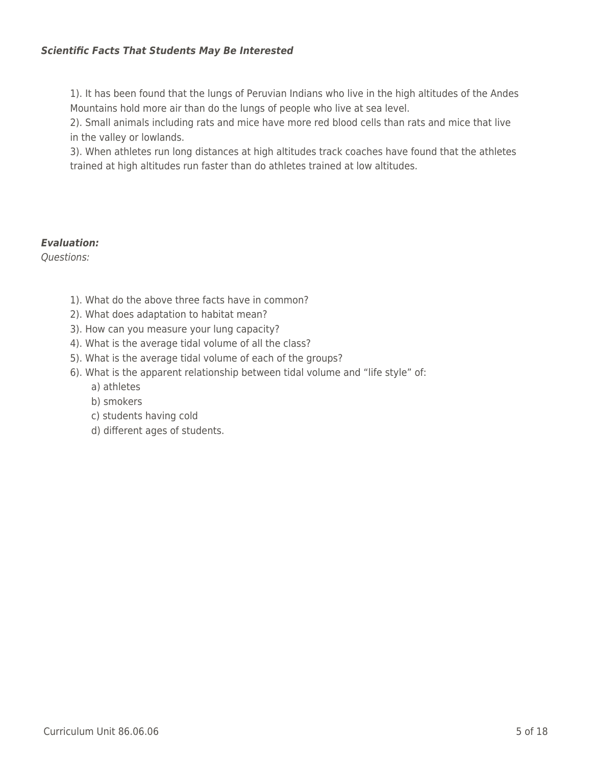***Scientific Facts That Students May Be Interested***

1). It has been found that the lungs of Peruvian Indians who live in the high altitudes of the Andes Mountains hold more air than do the lungs of people who live at sea level.
2). Small animals including rats and mice have more red blood cells than rats and mice that live in the valley or lowlands.
3). When athletes run long distances at high altitudes track coaches have found that the athletes trained at high altitudes run faster than do athletes trained at low altitudes.

***Evaluation:***
*Questions:*

1). What do the above three facts have in common?
2). What does adaptation to habitat mean?
3). How can you measure your lung capacity?
4). What is the average tidal volume of all the class?
5). What is the average tidal volume of each of the groups?
6). What is the apparent relationship between tidal volume and "life style" of:
   a) athletes
   b) smokers
   c) students having cold
   d) different ages of students.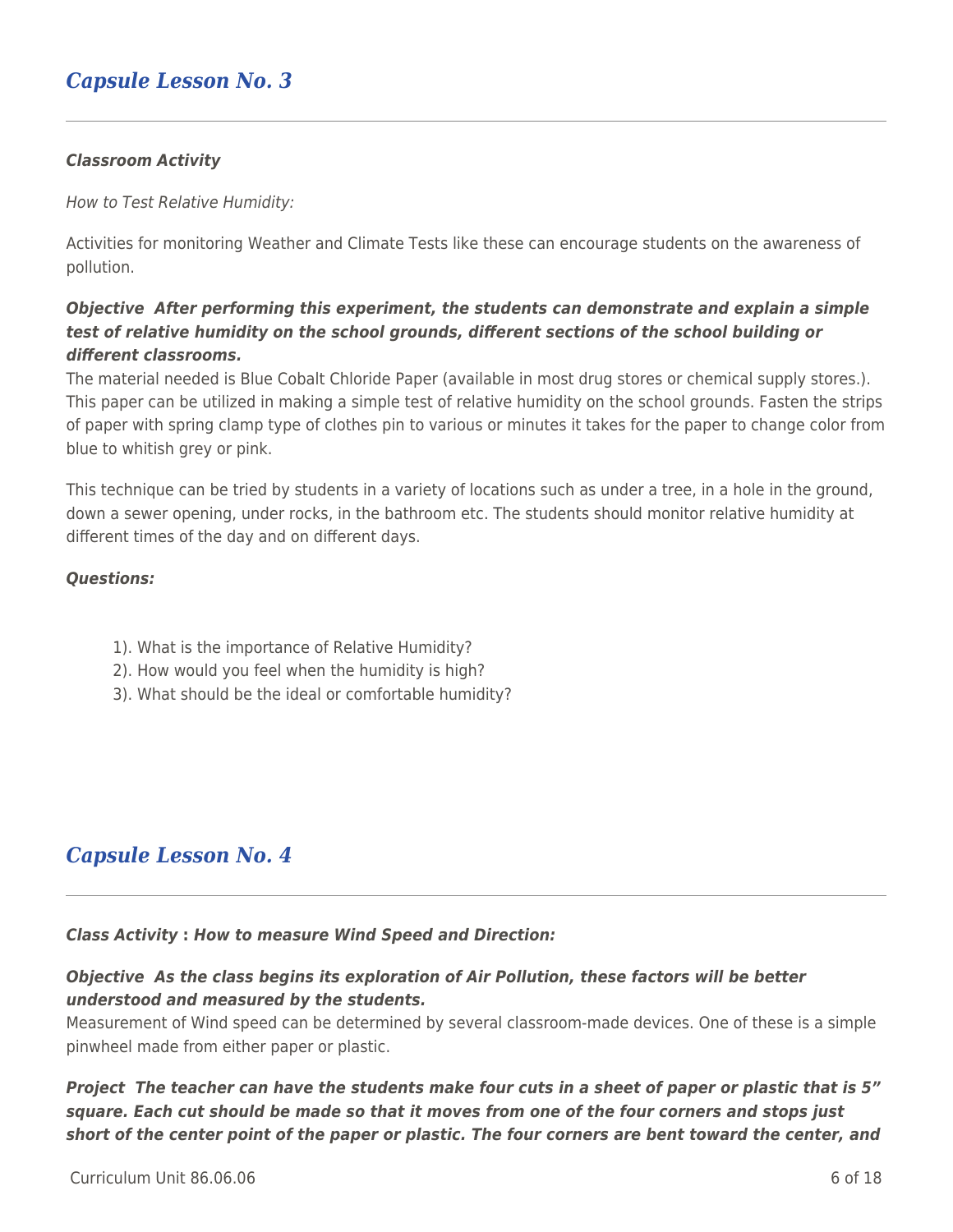## *Capsule Lesson No. 3*

***Classroom Activity***

*How to Test Relative Humidity:*

Activities for monitoring Weather and Climate Tests like these can encourage students on the awareness of pollution.

***Objective After performing this experiment, the students can demonstrate and explain a simple test of relative humidity on the school grounds, different sections of the school building or different classrooms.***

The material needed is Blue Cobalt Chloride Paper (available in most drug stores or chemical supply stores.). This paper can be utilized in making a simple test of relative humidity on the school grounds. Fasten the strips of paper with spring clamp type of clothes pin to various or minutes it takes for the paper to change color from blue to whitish grey or pink.

This technique can be tried by students in a variety of locations such as under a tree, in a hole in the ground, down a sewer opening, under rocks, in the bathroom etc. The students should monitor relative humidity at different times of the day and on different days.

***Questions:***

1). What is the importance of Relative Humidity?
2). How would you feel when the humidity is high?
3). What should be the ideal or comfortable humidity?

## *Capsule Lesson No. 4*

***Class Activity* : *How to measure Wind Speed and Direction:***

***Objective As the class begins its exploration of Air Pollution, these factors will be better understood and measured by the students.***

Measurement of Wind speed can be determined by several classroom-made devices. One of these is a simple pinwheel made from either paper or plastic.

***Project The teacher can have the students make four cuts in a sheet of paper or plastic that is 5" square. Each cut should be made so that it moves from one of the four corners and stops just short of the center point of the paper or plastic. The four corners are bent toward the center, and***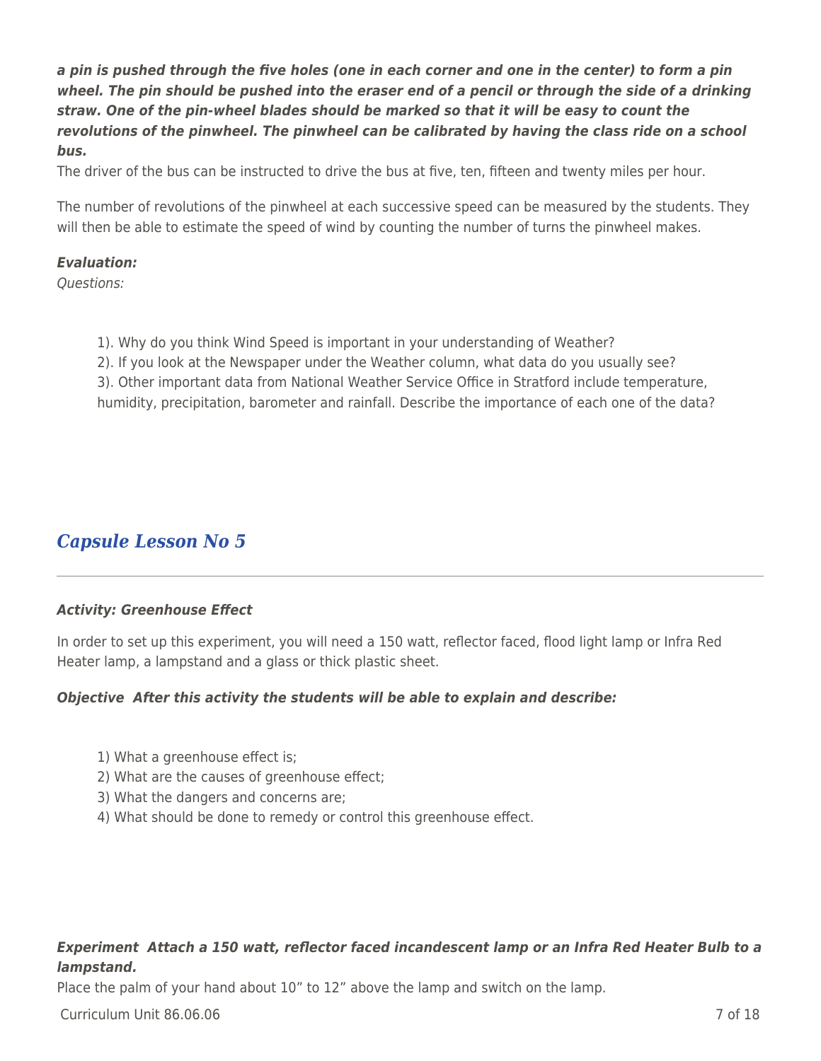***a pin is pushed through the five holes (one in each corner and one in the center) to form a pin wheel. The pin should be pushed into the eraser end of a pencil or through the side of a drinking straw. One of the pin-wheel blades should be marked so that it will be easy to count the revolutions of the pinwheel. The pinwheel can be calibrated by having the class ride on a school bus.***

The driver of the bus can be instructed to drive the bus at five, ten, fifteen and twenty miles per hour.

The number of revolutions of the pinwheel at each successive speed can be measured by the students. They will then be able to estimate the speed of wind by counting the number of turns the pinwheel makes.

***Evaluation:***

*Questions:*

1). Why do you think Wind Speed is important in your understanding of Weather?
2). If you look at the Newspaper under the Weather column, what data do you usually see?
3). Other important data from National Weather Service Office in Stratford include temperature, humidity, precipitation, barometer and rainfall. Describe the importance of each one of the data?

## *Capsule Lesson No 5*

***Activity: Greenhouse Effect***

In order to set up this experiment, you will need a 150 watt, reflector faced, flood light lamp or Infra Red Heater lamp, a lampstand and a glass or thick plastic sheet.

***Objective After this activity the students will be able to explain and describe:***

1) What a greenhouse effect is;
2) What are the causes of greenhouse effect;
3) What the dangers and concerns are;
4) What should be done to remedy or control this greenhouse effect.

***Experiment Attach a 150 watt, reflector faced incandescent lamp or an Infra Red Heater Bulb to a lampstand.***

Place the palm of your hand about 10" to 12" above the lamp and switch on the lamp.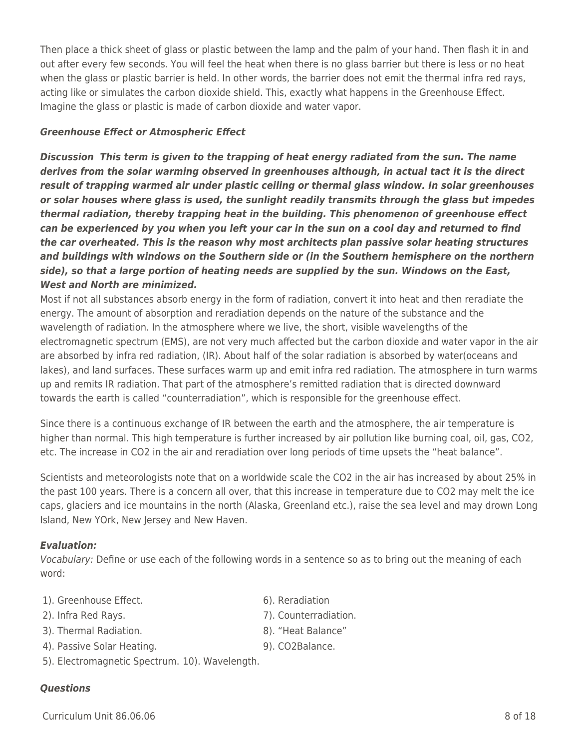Then place a thick sheet of glass or plastic between the lamp and the palm of your hand. Then flash it in and out after every few seconds. You will feel the heat when there is no glass barrier but there is less or no heat when the glass or plastic barrier is held. In other words, the barrier does not emit the thermal infra red rays, acting like or simulates the carbon dioxide shield. This, exactly what happens in the Greenhouse Effect. Imagine the glass or plastic is made of carbon dioxide and water vapor.

***Greenhouse Effect or Atmospheric Effect***

***Discussion This term is given to the trapping of heat energy radiated from the sun. The name derives from the solar warming observed in greenhouses although, in actual tact it is the direct result of trapping warmed air under plastic ceiling or thermal glass window. In solar greenhouses or solar houses where glass is used, the sunlight readily transmits through the glass but impedes thermal radiation, thereby trapping heat in the building. This phenomenon of greenhouse effect can be experienced by you when you left your car in the sun on a cool day and returned to find the car overheated. This is the reason why most architects plan passive solar heating structures and buildings with windows on the Southern side or (in the Southern hemisphere on the northern side), so that a large portion of heating needs are supplied by the sun. Windows on the East, West and North are minimized.***

Most if not all substances absorb energy in the form of radiation, convert it into heat and then reradiate the energy. The amount of absorption and reradiation depends on the nature of the substance and the wavelength of radiation. In the atmosphere where we live, the short, visible wavelengths of the electromagnetic spectrum (EMS), are not very much affected but the carbon dioxide and water vapor in the air are absorbed by infra red radiation, (IR). About half of the solar radiation is absorbed by water(oceans and lakes), and land surfaces. These surfaces warm up and emit infra red radiation. The atmosphere in turn warms up and remits IR radiation. That part of the atmosphere's remitted radiation that is directed downward towards the earth is called "counterradiation", which is responsible for the greenhouse effect.

Since there is a continuous exchange of IR between the earth and the atmosphere, the air temperature is higher than normal. This high temperature is further increased by air pollution like burning coal, oil, gas, $CO_2$, etc. The increase in $CO_2$ in the air and reradiation over long periods of time upsets the "heat balance".

Scientists and meteorologists note that on a worldwide scale the $CO_2$ in the air has increased by about 25% in the past 100 years. There is a concern all over, that this increase in temperature due to $CO_2$ may melt the ice caps, glaciers and ice mountains in the north (Alaska, Greenland etc.), raise the sea level and may drown Long Island, New YOrk, New Jersey and New Haven.

***Evaluation:***

*Vocabulary:* Define or use each of the following words in a sentence so as to bring out the meaning of each word:

1). Greenhouse Effect.
2). Infra Red Rays.
3). Thermal Radiation.
4). Passive Solar Heating.
5). Electromagnetic Spectrum.
6). Reradiation
7). Counterradiation.
8). "Heat Balance"
9). $CO_2$Balance.
10). Wavelength.

***Questions***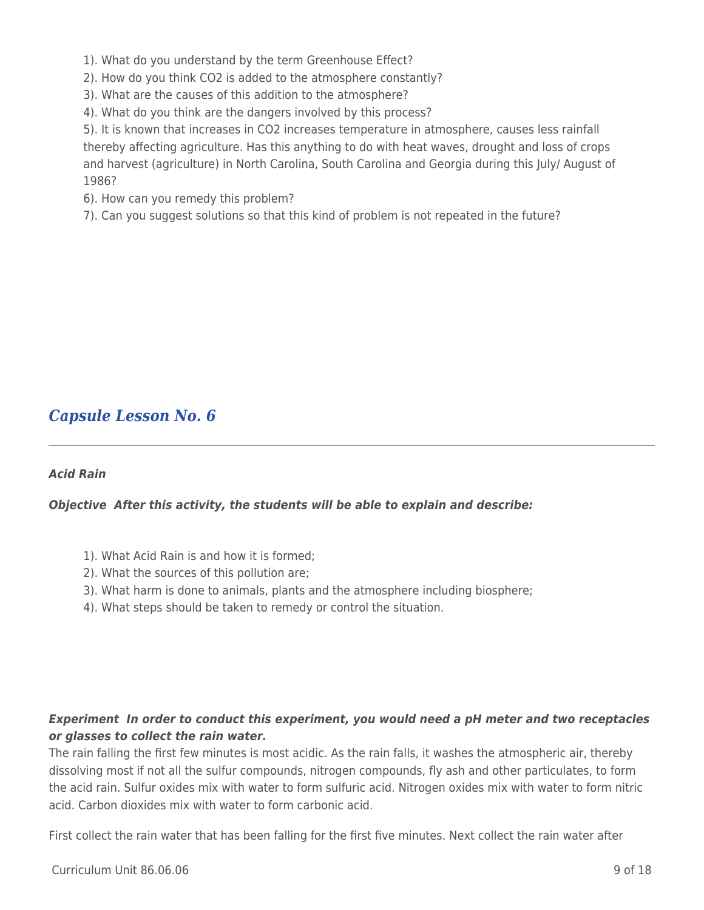1). What do you understand by the term Greenhouse Effect?

2). How do you think $CO_2$ is added to the atmosphere constantly?

3). What are the causes of this addition to the atmosphere?

4). What do you think are the dangers involved by this process?

5). It is known that increases in $CO_2$ increases temperature in atmosphere, causes less rainfall thereby affecting agriculture. Has this anything to do with heat waves, drought and loss of crops and harvest (agriculture) in North Carolina, South Carolina and Georgia during this July/ August of 1986?

6). How can you remedy this problem?

7). Can you suggest solutions so that this kind of problem is not repeated in the future?

## *Capsule Lesson No. 6*

***Acid Rain***

***Objective  After this activity, the students will be able to explain and describe:***

1). What Acid Rain is and how it is formed;

2). What the sources of this pollution are;

3). What harm is done to animals, plants and the atmosphere including biosphere;

4). What steps should be taken to remedy or control the situation.

***Experiment  In order to conduct this experiment, you would need a pH meter and two receptacles or glasses to collect the rain water.***

The rain falling the first few minutes is most acidic. As the rain falls, it washes the atmospheric air, thereby dissolving most if not all the sulfur compounds, nitrogen compounds, fly ash and other particulates, to form the acid rain. Sulfur oxides mix with water to form sulfuric acid. Nitrogen oxides mix with water to form nitric acid. Carbon dioxides mix with water to form carbonic acid.

First collect the rain water that has been falling for the first five minutes. Next collect the rain water after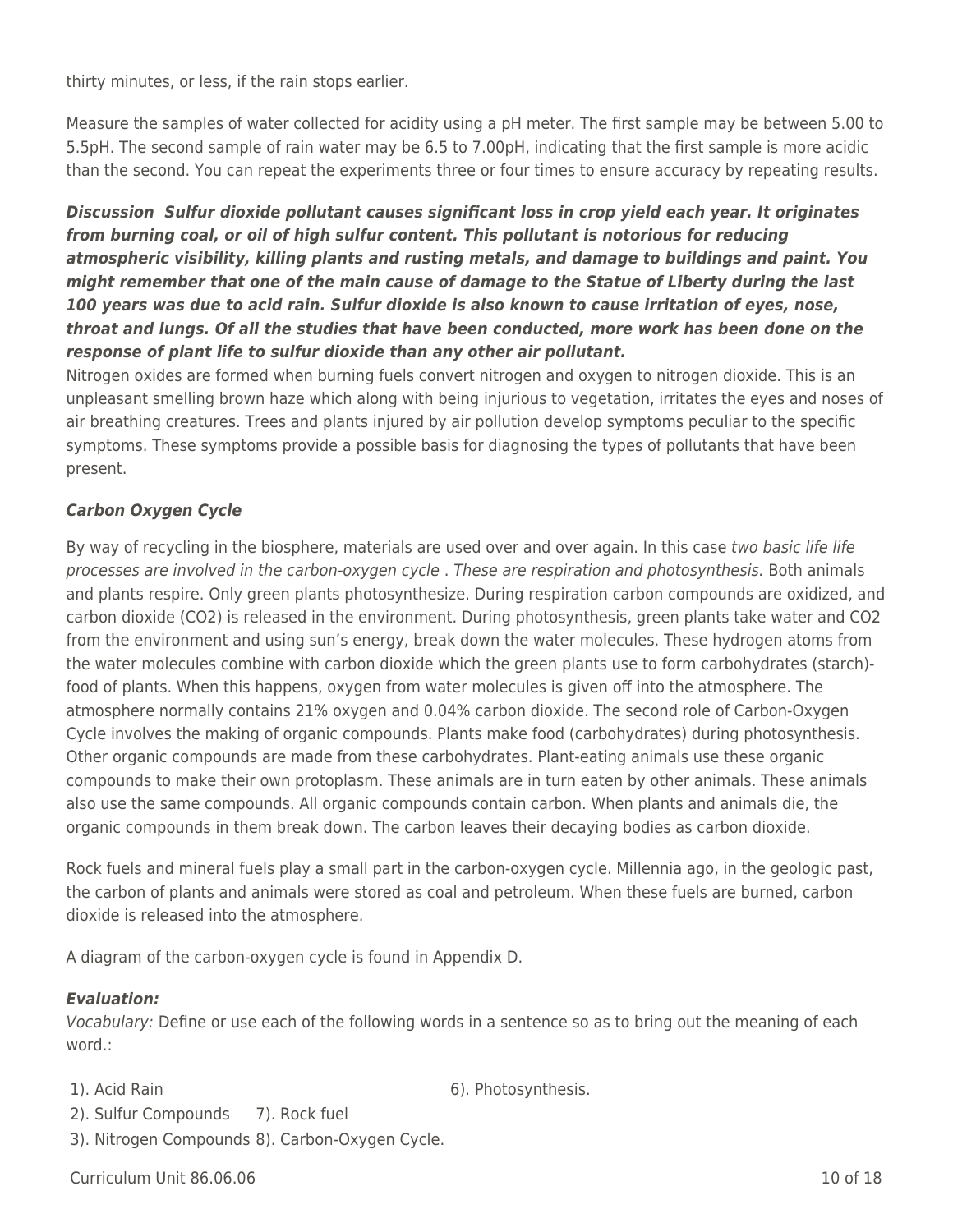thirty minutes, or less, if the rain stops earlier.

Measure the samples of water collected for acidity using a pH meter. The first sample may be between 5.00 to 5.5pH. The second sample of rain water may be 6.5 to 7.00pH, indicating that the first sample is more acidic than the second. You can repeat the experiments three or four times to ensure accuracy by repeating results.

***Discussion  Sulfur dioxide pollutant causes significant loss in crop yield each year. It originates from burning coal, or oil of high sulfur content. This pollutant is notorious for reducing atmospheric visibility, killing plants and rusting metals, and damage to buildings and paint. You might remember that one of the main cause of damage to the Statue of Liberty during the last 100 years was due to acid rain. Sulfur dioxide is also known to cause irritation of eyes, nose, throat and lungs. Of all the studies that have been conducted, more work has been done on the response of plant life to sulfur dioxide than any other air pollutant.***

Nitrogen oxides are formed when burning fuels convert nitrogen and oxygen to nitrogen dioxide. This is an unpleasant smelling brown haze which along with being injurious to vegetation, irritates the eyes and noses of air breathing creatures. Trees and plants injured by air pollution develop symptoms peculiar to the specific symptoms. These symptoms provide a possible basis for diagnosing the types of pollutants that have been present.

***Carbon Oxygen Cycle***

By way of recycling in the biosphere, materials are used over and over again. In this case *two basic life life processes are involved in the carbon-oxygen cycle . These are respiration and photosynthesis.* Both animals and plants respire. Only green plants photosynthesize. During respiration carbon compounds are oxidized, and carbon dioxide ($CO_2$) is released in the environment. During photosynthesis, green plants take water and $CO_2$ from the environment and using sun's energy, break down the water molecules. These hydrogen atoms from the water molecules combine with carbon dioxide which the green plants use to form carbohydrates (starch)- food of plants. When this happens, oxygen from water molecules is given off into the atmosphere. The atmosphere normally contains 21% oxygen and 0.04% carbon dioxide. The second role of Carbon-Oxygen Cycle involves the making of organic compounds. Plants make food (carbohydrates) during photosynthesis. Other organic compounds are made from these carbohydrates. Plant-eating animals use these organic compounds to make their own protoplasm. These animals are in turn eaten by other animals. These animals also use the same compounds. All organic compounds contain carbon. When plants and animals die, the organic compounds in them break down. The carbon leaves their decaying bodies as carbon dioxide.

Rock fuels and mineral fuels play a small part in the carbon-oxygen cycle. Millennia ago, in the geologic past, the carbon of plants and animals were stored as coal and petroleum. When these fuels are burned, carbon dioxide is released into the atmosphere.

A diagram of the carbon-oxygen cycle is found in Appendix D.

***Evaluation:***

*Vocabulary:* Define or use each of the following words in a sentence so as to bring out the meaning of each word.:

1). Acid Rain
2). Sulfur Compounds
3). Nitrogen Compounds
6). Photosynthesis.
7). Rock fuel
8). Carbon-Oxygen Cycle.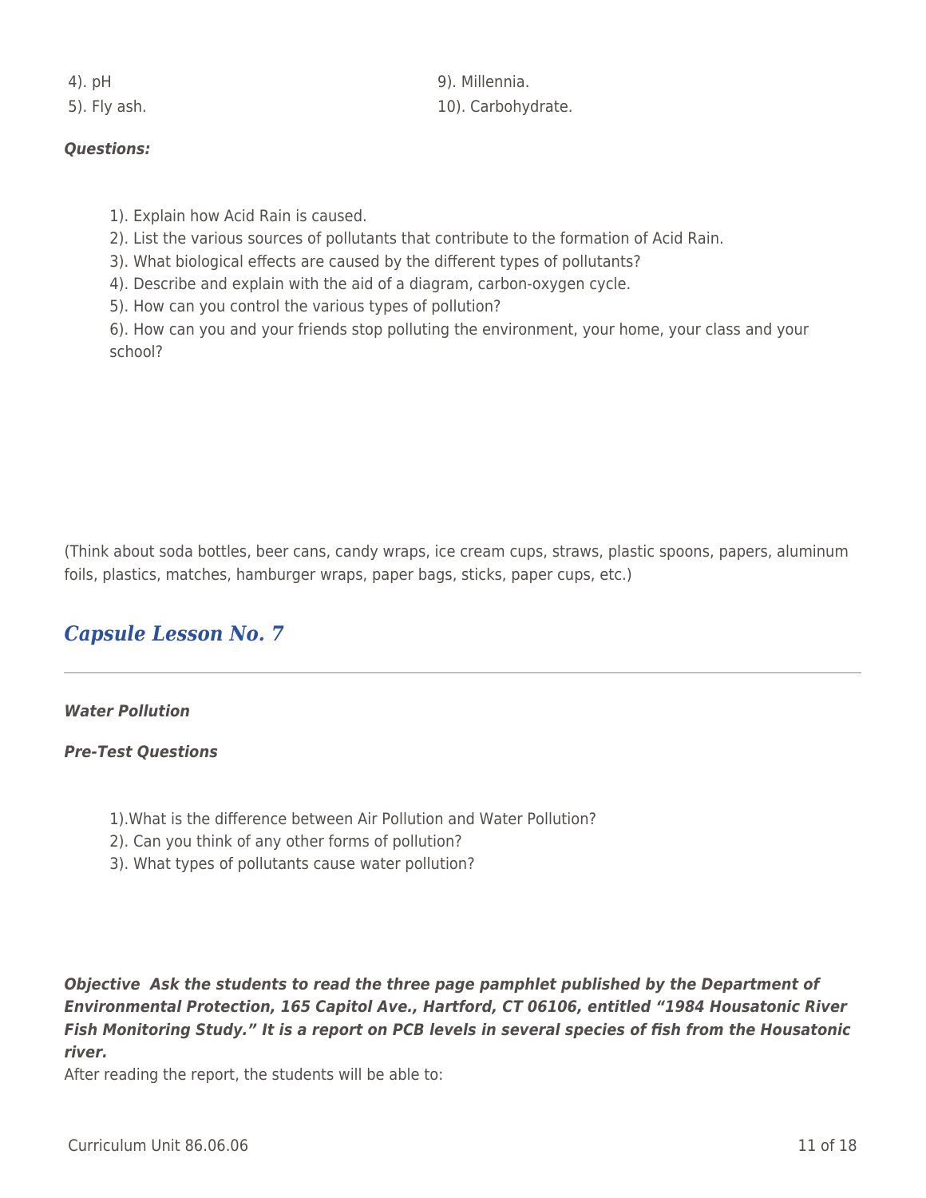4). pH

5). Fly ash.

9). Millennia.

10). Carbohydrate.

***Questions:***

1). Explain how Acid Rain is caused.

2). List the various sources of pollutants that contribute to the formation of Acid Rain.

3). What biological effects are caused by the different types of pollutants?

4). Describe and explain with the aid of a diagram, carbon-oxygen cycle.

5). How can you control the various types of pollution?

6). How can you and your friends stop polluting the environment, your home, your class and your school?

(Think about soda bottles, beer cans, candy wraps, ice cream cups, straws, plastic spoons, papers, aluminum foils, plastics, matches, hamburger wraps, paper bags, sticks, paper cups, etc.)

## *Capsule Lesson No. 7*

***Water Pollution***

***Pre-Test Questions***

1).What is the difference between Air Pollution and Water Pollution?

2). Can you think of any other forms of pollution?

3). What types of pollutants cause water pollution?

***Objective Ask the students to read the three page pamphlet published by the Department of Environmental Protection, 165 Capitol Ave., Hartford, CT 06106, entitled "1984 Housatonic River Fish Monitoring Study." It is a report on PCB levels in several species of fish from the Housatonic river.***

After reading the report, the students will be able to: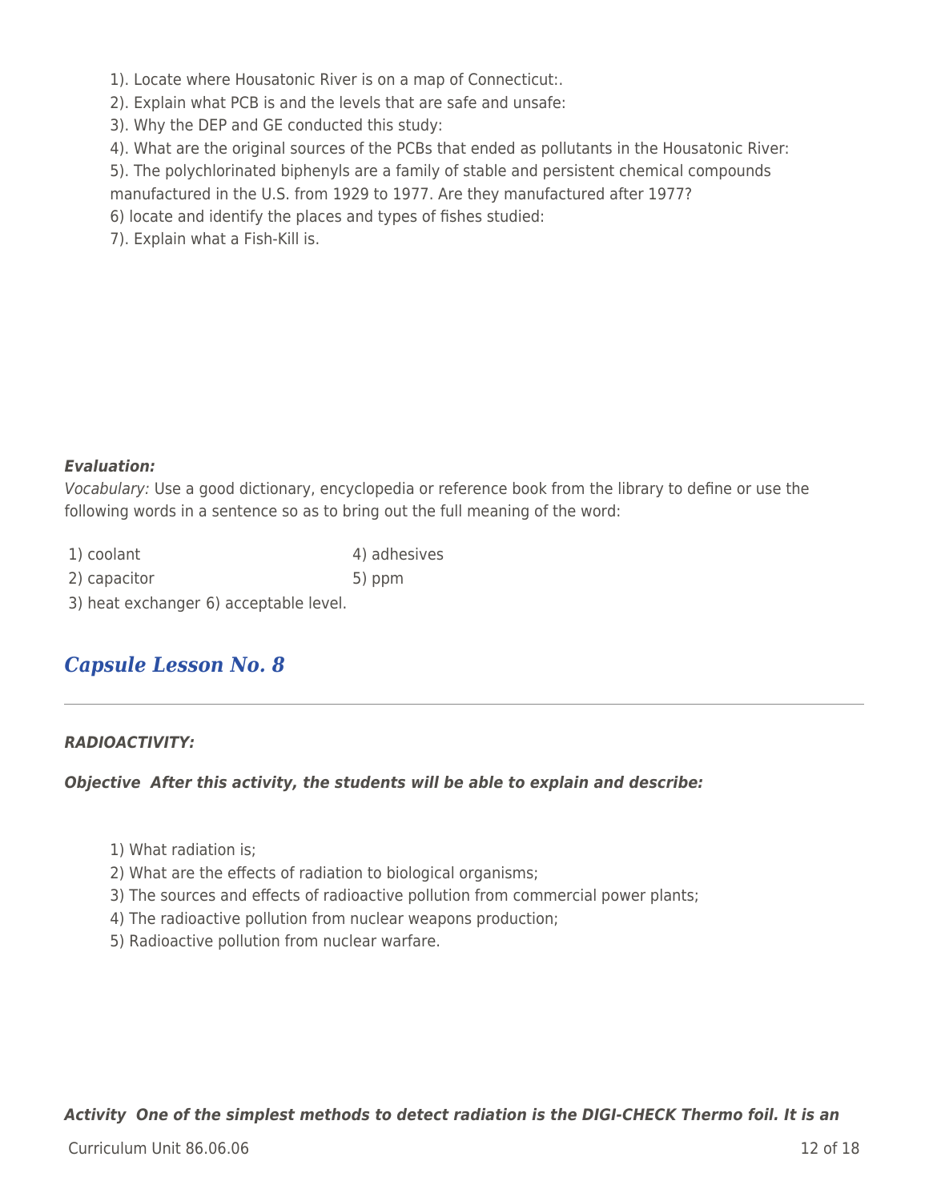1). Locate where Housatonic River is on a map of Connecticut:.
2). Explain what PCB is and the levels that are safe and unsafe:
3). Why the DEP and GE conducted this study:
4). What are the original sources of the PCBs that ended as pollutants in the Housatonic River:
5). The polychlorinated biphenyls are a family of stable and persistent chemical compounds manufactured in the U.S. from 1929 to 1977. Are they manufactured after 1977?
6) locate and identify the places and types of fishes studied:
7). Explain what a Fish-Kill is.

***Evaluation:***

*Vocabulary:* Use a good dictionary, encyclopedia or reference book from the library to define or use the following words in a sentence so as to bring out the full meaning of the word:

1) coolant
2) capacitor
3) heat exchanger
4) adhesives
5) ppm
6) acceptable level.

## *Capsule Lesson No. 8*

***RADIOACTIVITY:***

***Objective After this activity, the students will be able to explain and describe:***

1) What radiation is;
2) What are the effects of radiation to biological organisms;
3) The sources and effects of radioactive pollution from commercial power plants;
4) The radioactive pollution from nuclear weapons production;
5) Radioactive pollution from nuclear warfare.

***Activity One of the simplest methods to detect radiation is the DIGI-CHECK Thermo foil. It is an***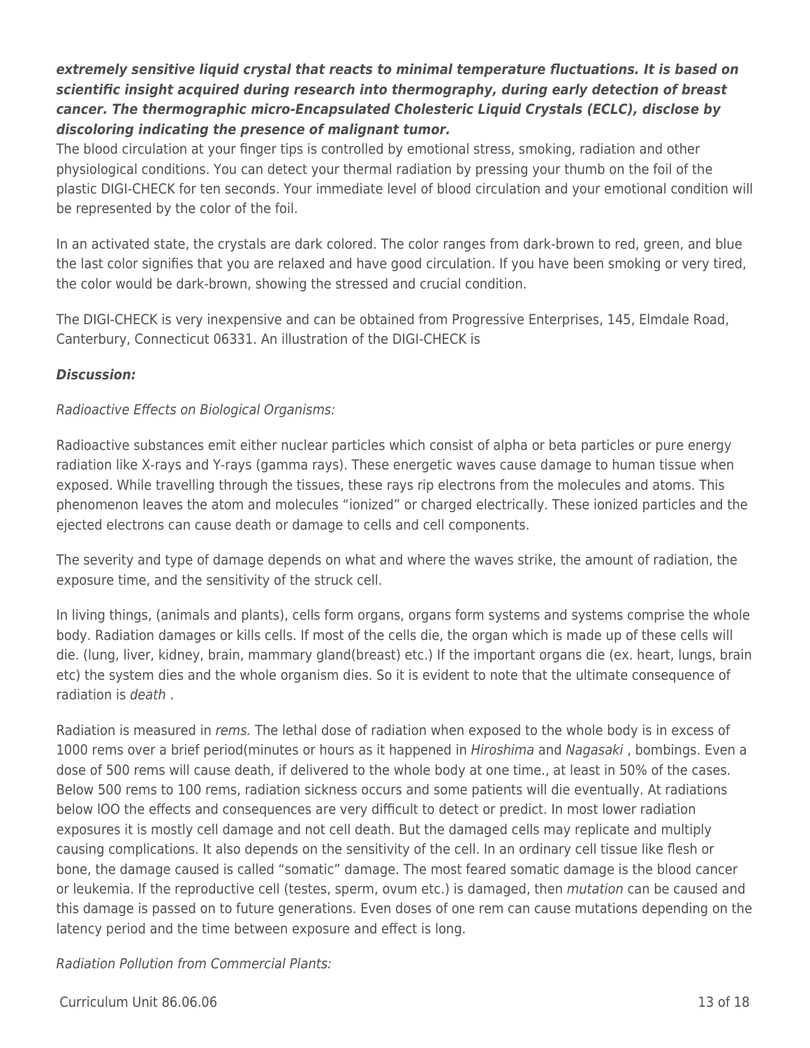***extremely sensitive liquid crystal that reacts to minimal temperature fluctuations. It is based on scientific insight acquired during research into thermography, during early detection of breast cancer. The thermographic micro-Encapsulated Cholesteric Liquid Crystals (ECLC), disclose by discoloring indicating the presence of malignant tumor.***

The blood circulation at your finger tips is controlled by emotional stress, smoking, radiation and other physiological conditions. You can detect your thermal radiation by pressing your thumb on the foil of the plastic DIGI-CHECK for ten seconds. Your immediate level of blood circulation and your emotional condition will be represented by the color of the foil.

In an activated state, the crystals are dark colored. The color ranges from dark-brown to red, green, and blue the last color signifies that you are relaxed and have good circulation. If you have been smoking or very tired, the color would be dark-brown, showing the stressed and crucial condition.

The DIGI-CHECK is very inexpensive and can be obtained from Progressive Enterprises, 145, Elmdale Road, Canterbury, Connecticut 06331. An illustration of the DIGI-CHECK is

***Discussion:***

*Radioactive Effects on Biological Organisms:*

Radioactive substances emit either nuclear particles which consist of alpha or beta particles or pure energy radiation like X-rays and Y-rays (gamma rays). These energetic waves cause damage to human tissue when exposed. While travelling through the tissues, these rays rip electrons from the molecules and atoms. This phenomenon leaves the atom and molecules "ionized" or charged electrically. These ionized particles and the ejected electrons can cause death or damage to cells and cell components.

The severity and type of damage depends on what and where the waves strike, the amount of radiation, the exposure time, and the sensitivity of the struck cell.

In living things, (animals and plants), cells form organs, organs form systems and systems comprise the whole body. Radiation damages or kills cells. If most of the cells die, the organ which is made up of these cells will die. (lung, liver, kidney, brain, mammary gland(breast) etc.) If the important organs die (ex. heart, lungs, brain etc) the system dies and the whole organism dies. So it is evident to note that the ultimate consequence of radiation is *death* .

Radiation is measured in *rems.* The lethal dose of radiation when exposed to the whole body is in excess of 1000 rems over a brief period(minutes or hours as it happened in *Hiroshima* and *Nagasaki* , bombings. Even a dose of 500 rems will cause death, if delivered to the whole body at one time., at least in 50% of the cases. Below 500 rems to 100 rems, radiation sickness occurs and some patients will die eventually. At radiations below lOO the effects and consequences are very difficult to detect or predict. In most lower radiation exposures it is mostly cell damage and not cell death. But the damaged cells may replicate and multiply causing complications. It also depends on the sensitivity of the cell. In an ordinary cell tissue like flesh or bone, the damage caused is called "somatic" damage. The most feared somatic damage is the blood cancer or leukemia. If the reproductive cell (testes, sperm, ovum etc.) is damaged, then *mutation* can be caused and this damage is passed on to future generations. Even doses of one rem can cause mutations depending on the latency period and the time between exposure and effect is long.

*Radiation Pollution from Commercial Plants:*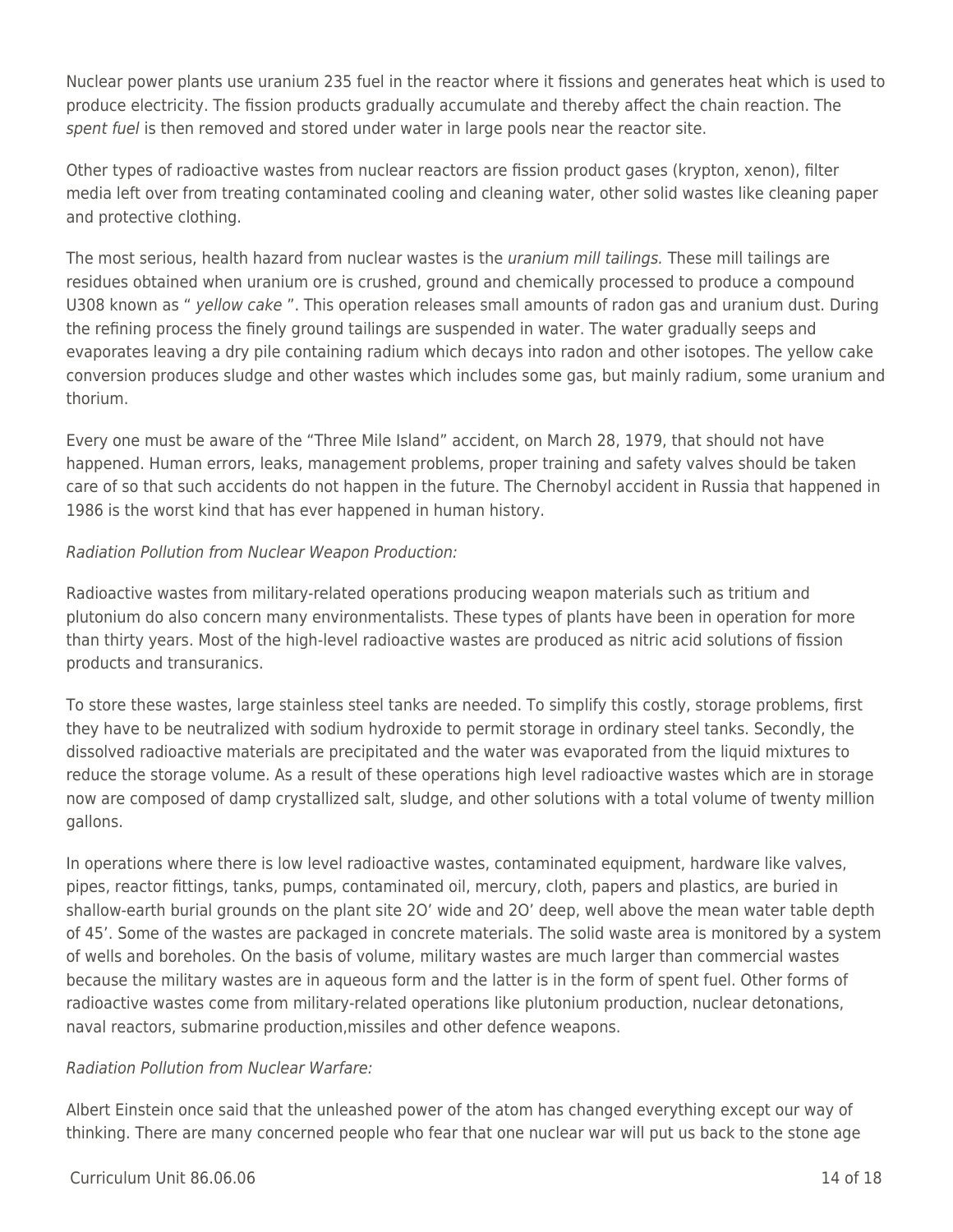Nuclear power plants use uranium 235 fuel in the reactor where it fissions and generates heat which is used to produce electricity. The fission products gradually accumulate and thereby affect the chain reaction. The *spent fuel* is then removed and stored under water in large pools near the reactor site.

Other types of radioactive wastes from nuclear reactors are fission product gases (krypton, xenon), filter media left over from treating contaminated cooling and cleaning water, other solid wastes like cleaning paper and protective clothing.

The most serious, health hazard from nuclear wastes is the *uranium mill tailings.* These mill tailings are residues obtained when uranium ore is crushed, ground and chemically processed to produce a compound U308 known as " *yellow cake* ". This operation releases small amounts of radon gas and uranium dust. During the refining process the finely ground tailings are suspended in water. The water gradually seeps and evaporates leaving a dry pile containing radium which decays into radon and other isotopes. The yellow cake conversion produces sludge and other wastes which includes some gas, but mainly radium, some uranium and thorium.

Every one must be aware of the "Three Mile Island" accident, on March 28, 1979, that should not have happened. Human errors, leaks, management problems, proper training and safety valves should be taken care of so that such accidents do not happen in the future. The Chernobyl accident in Russia that happened in 1986 is the worst kind that has ever happened in human history.

*Radiation Pollution from Nuclear Weapon Production:*

Radioactive wastes from military-related operations producing weapon materials such as tritium and plutonium do also concern many environmentalists. These types of plants have been in operation for more than thirty years. Most of the high-level radioactive wastes are produced as nitric acid solutions of fission products and transuranics.

To store these wastes, large stainless steel tanks are needed. To simplify this costly, storage problems, first they have to be neutralized with sodium hydroxide to permit storage in ordinary steel tanks. Secondly, the dissolved radioactive materials are precipitated and the water was evaporated from the liquid mixtures to reduce the storage volume. As a result of these operations high level radioactive wastes which are in storage now are composed of damp crystallized salt, sludge, and other solutions with a total volume of twenty million gallons.

In operations where there is low level radioactive wastes, contaminated equipment, hardware like valves, pipes, reactor fittings, tanks, pumps, contaminated oil, mercury, cloth, papers and plastics, are buried in shallow-earth burial grounds on the plant site 2O' wide and 2O' deep, well above the mean water table depth of 45'. Some of the wastes are packaged in concrete materials. The solid waste area is monitored by a system of wells and boreholes. On the basis of volume, military wastes are much larger than commercial wastes because the military wastes are in aqueous form and the latter is in the form of spent fuel. Other forms of radioactive wastes come from military-related operations like plutonium production, nuclear detonations, naval reactors, submarine production,missiles and other defence weapons.

*Radiation Pollution from Nuclear Warfare:*

Albert Einstein once said that the unleashed power of the atom has changed everything except our way of thinking. There are many concerned people who fear that one nuclear war will put us back to the stone age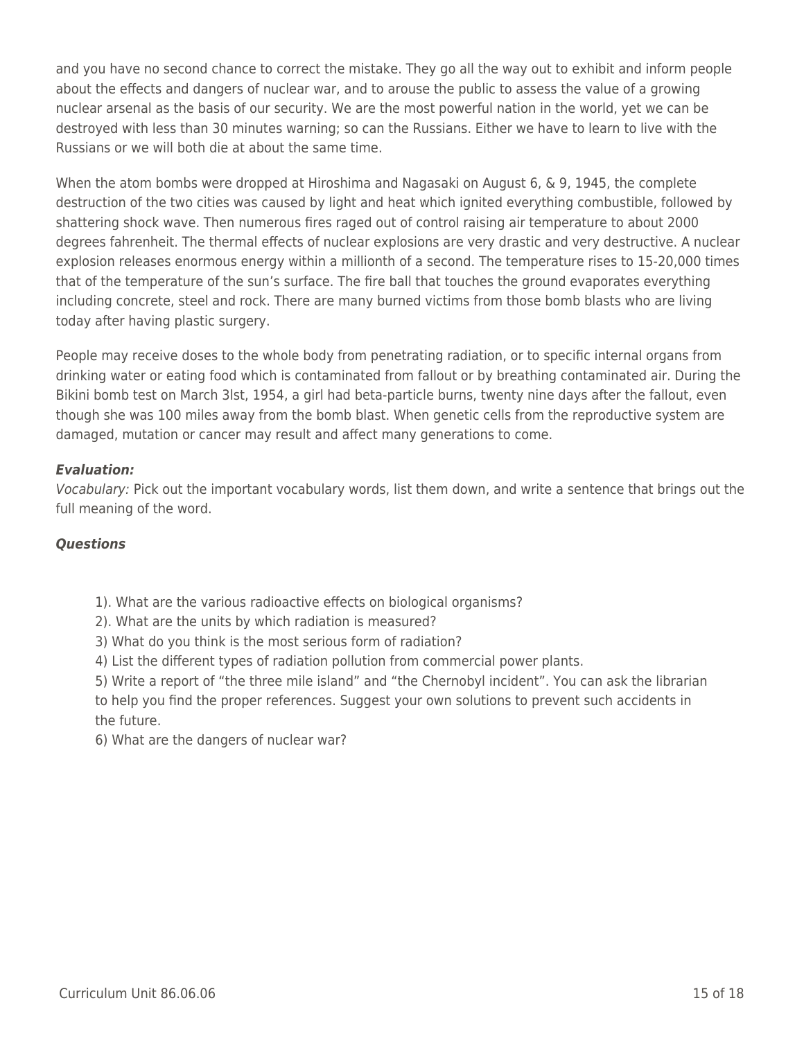and you have no second chance to correct the mistake. They go all the way out to exhibit and inform people about the effects and dangers of nuclear war, and to arouse the public to assess the value of a growing nuclear arsenal as the basis of our security. We are the most powerful nation in the world, yet we can be destroyed with less than 30 minutes warning; so can the Russians. Either we have to learn to live with the Russians or we will both die at about the same time.

When the atom bombs were dropped at Hiroshima and Nagasaki on August 6, & 9, 1945, the complete destruction of the two cities was caused by light and heat which ignited everything combustible, followed by shattering shock wave. Then numerous fires raged out of control raising air temperature to about 2000 degrees fahrenheit. The thermal effects of nuclear explosions are very drastic and very destructive. A nuclear explosion releases enormous energy within a millionth of a second. The temperature rises to 15-20,000 times that of the temperature of the sun's surface. The fire ball that touches the ground evaporates everything including concrete, steel and rock. There are many burned victims from those bomb blasts who are living today after having plastic surgery.

People may receive doses to the whole body from penetrating radiation, or to specific internal organs from drinking water or eating food which is contaminated from fallout or by breathing contaminated air. During the Bikini bomb test on March 3lst, 1954, a girl had beta-particle burns, twenty nine days after the fallout, even though she was 100 miles away from the bomb blast. When genetic cells from the reproductive system are damaged, mutation or cancer may result and affect many generations to come.

***Evaluation:***
*Vocabulary:* Pick out the important vocabulary words, list them down, and write a sentence that brings out the full meaning of the word.

***Questions***

1). What are the various radioactive effects on biological organisms?
2). What are the units by which radiation is measured?
3) What do you think is the most serious form of radiation?
4) List the different types of radiation pollution from commercial power plants.
5) Write a report of "the three mile island" and "the Chernobyl incident". You can ask the librarian to help you find the proper references. Suggest your own solutions to prevent such accidents in the future.
6) What are the dangers of nuclear war?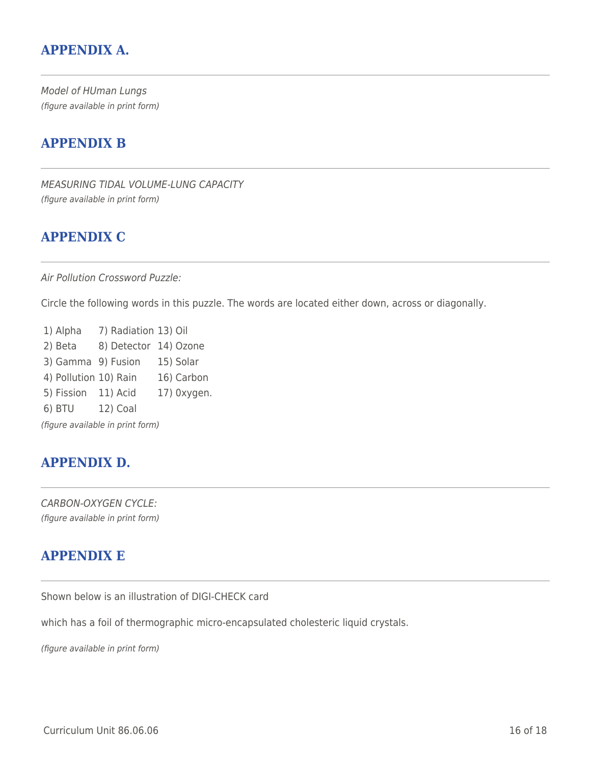## APPENDIX A.

*Model of HUman Lungs*
*(figure available in print form)*

## APPENDIX B

*MEASURING TIDAL VOLUME-LUNG CAPACITY*
*(figure available in print form)*

## APPENDIX C

*Air Pollution Crossword Puzzle:*

Circle the following words in this puzzle. The words are located either down, across or diagonally.

| | | |
|---|---|---|
| 1) Alpha | 7) Radiation | 13) Oil |
| 2) Beta | 8) Detector | 14) Ozone |
| 3) Gamma | 9) Fusion | 15) Solar |
| 4) Pollution | 10) Rain | 16) Carbon |
| 5) Fission | 11) Acid | 17) 0xygen. |
| 6) BTU | 12) Coal | |

*(figure available in print form)*

## APPENDIX D.

*CARBON-OXYGEN CYCLE:*
*(figure available in print form)*

## APPENDIX E

Shown below is an illustration of DIGI-CHECK card

which has a foil of thermographic micro-encapsulated cholesteric liquid crystals.

*(figure available in print form)*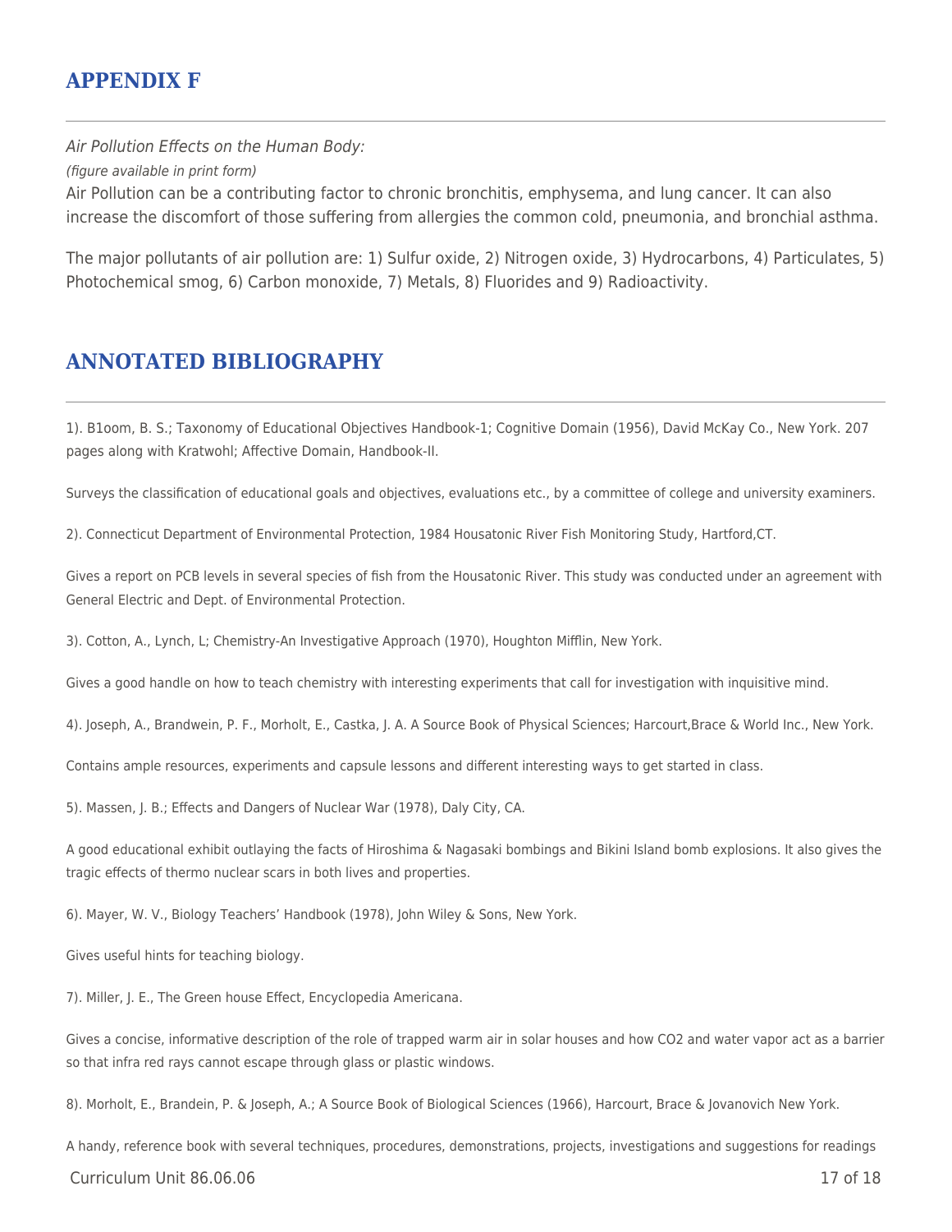## APPENDIX F

*Air Pollution Effects on the Human Body:*

*(figure available in print form)*

Air Pollution can be a contributing factor to chronic bronchitis, emphysema, and lung cancer. It can also increase the discomfort of those suffering from allergies the common cold, pneumonia, and bronchial asthma.

The major pollutants of air pollution are: 1) Sulfur oxide, 2) Nitrogen oxide, 3) Hydrocarbons, 4) Particulates, 5) Photochemical smog, 6) Carbon monoxide, 7) Metals, 8) Fluorides and 9) Radioactivity.

## ANNOTATED BIBLIOGRAPHY

1). B1oom, B. S.; Taxonomy of Educational Objectives Handbook-1; Cognitive Domain (1956), David McKay Co., New York. 207 pages along with Kratwohl; Affective Domain, Handbook-II.

Surveys the classification of educational goals and objectives, evaluations etc., by a committee of college and university examiners.

2). Connecticut Department of Environmental Protection, 1984 Housatonic River Fish Monitoring Study, Hartford,CT.

Gives a report on PCB levels in several species of fish from the Housatonic River. This study was conducted under an agreement with General Electric and Dept. of Environmental Protection.

3). Cotton, A., Lynch, L; Chemistry-An Investigative Approach (1970), Houghton Mifflin, New York.

Gives a good handle on how to teach chemistry with interesting experiments that call for investigation with inquisitive mind.

4). Joseph, A., Brandwein, P. F., Morholt, E., Castka, J. A. A Source Book of Physical Sciences; Harcourt,Brace & World Inc., New York.

Contains ample resources, experiments and capsule lessons and different interesting ways to get started in class.

5). Massen, J. B.; Effects and Dangers of Nuclear War (1978), Daly City, CA.

A good educational exhibit outlaying the facts of Hiroshima & Nagasaki bombings and Bikini Island bomb explosions. It also gives the tragic effects of thermo nuclear scars in both lives and properties.

6). Mayer, W. V., Biology Teachers' Handbook (1978), John Wiley & Sons, New York.

Gives useful hints for teaching biology.

7). Miller, J. E., The Green house Effect, Encyclopedia Americana.

Gives a concise, informative description of the role of trapped warm air in solar houses and how CO2 and water vapor act as a barrier so that infra red rays cannot escape through glass or plastic windows.

8). Morholt, E., Brandein, P. & Joseph, A.; A Source Book of Biological Sciences (1966), Harcourt, Brace & Jovanovich New York.

A handy, reference book with several techniques, procedures, demonstrations, projects, investigations and suggestions for readings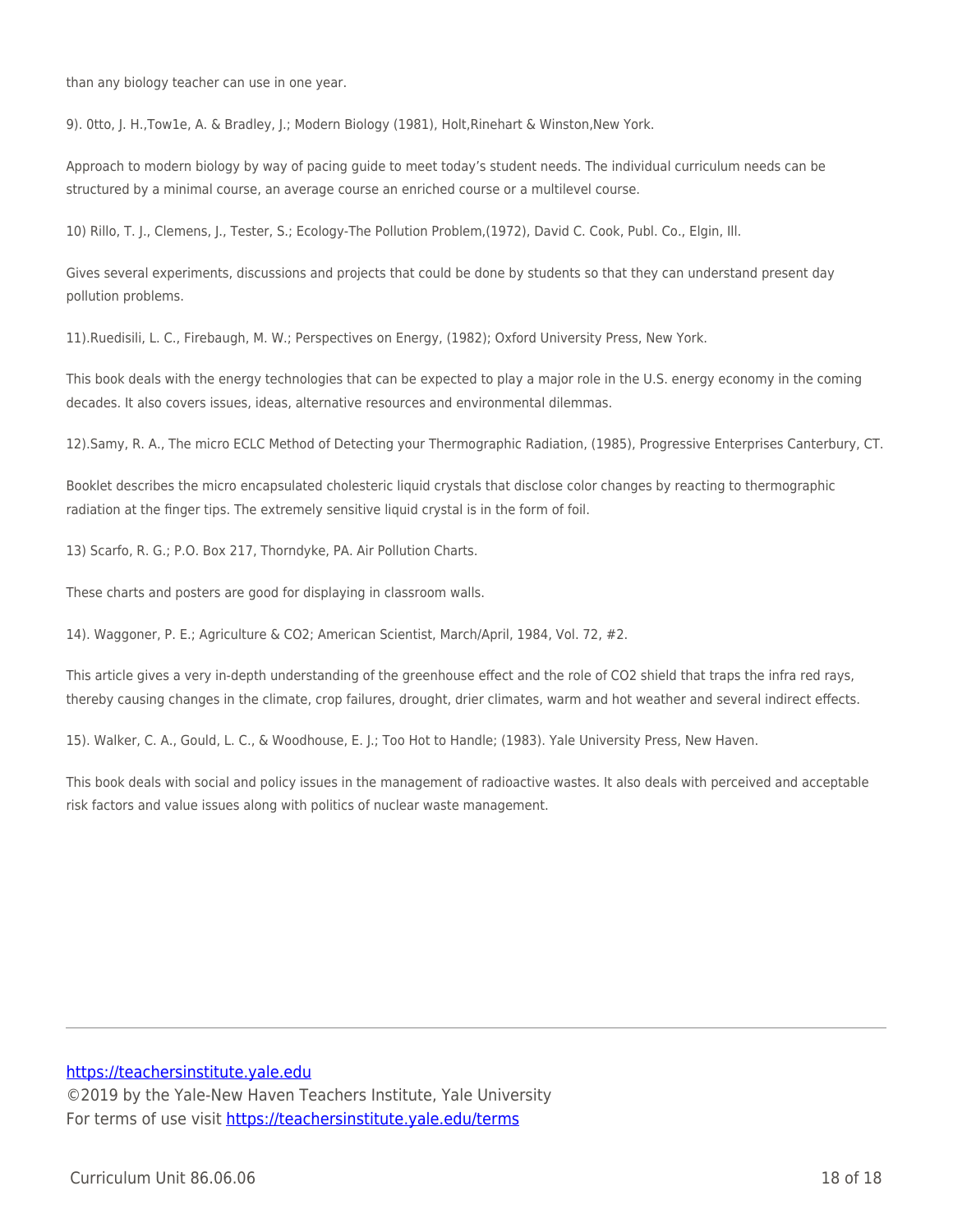than any biology teacher can use in one year.

9). 0tto, J. H.,Tow1e, A. & Bradley, J.; Modern Biology (1981), Holt,Rinehart & Winston,New York.

Approach to modern biology by way of pacing guide to meet today's student needs. The individual curriculum needs can be structured by a minimal course, an average course an enriched course or a multilevel course.

10) Rillo, T. J., Clemens, J., Tester, S.; Ecology-The Pollution Problem,(1972), David C. Cook, Publ. Co., Elgin, Ill.

Gives several experiments, discussions and projects that could be done by students so that they can understand present day pollution problems.

11).Ruedisili, L. C., Firebaugh, M. W.; Perspectives on Energy, (1982); Oxford University Press, New York.

This book deals with the energy technologies that can be expected to play a major role in the U.S. energy economy in the coming decades. It also covers issues, ideas, alternative resources and environmental dilemmas.

12).Samy, R. A., The micro ECLC Method of Detecting your Thermographic Radiation, (1985), Progressive Enterprises Canterbury, CT.

Booklet describes the micro encapsulated cholesteric liquid crystals that disclose color changes by reacting to thermographic radiation at the finger tips. The extremely sensitive liquid crystal is in the form of foil.

13) Scarfo, R. G.; P.O. Box 217, Thorndyke, PA. Air Pollution Charts.

These charts and posters are good for displaying in classroom walls.

14). Waggoner, P. E.; Agriculture & $CO_2$; American Scientist, March/April, 1984, Vol. 72, #2.

This article gives a very in-depth understanding of the greenhouse effect and the role of $CO_2$ shield that traps the infra red rays, thereby causing changes in the climate, crop failures, drought, drier climates, warm and hot weather and several indirect effects.

15). Walker, C. A., Gould, L. C., & Woodhouse, E. J.; Too Hot to Handle; (1983). Yale University Press, New Haven.

This book deals with social and policy issues in the management of radioactive wastes. It also deals with perceived and acceptable risk factors and value issues along with politics of nuclear waste management.

https://teachersinstitute.yale.edu
©2019 by the Yale-New Haven Teachers Institute, Yale University
For terms of use visit https://teachersinstitute.yale.edu/terms